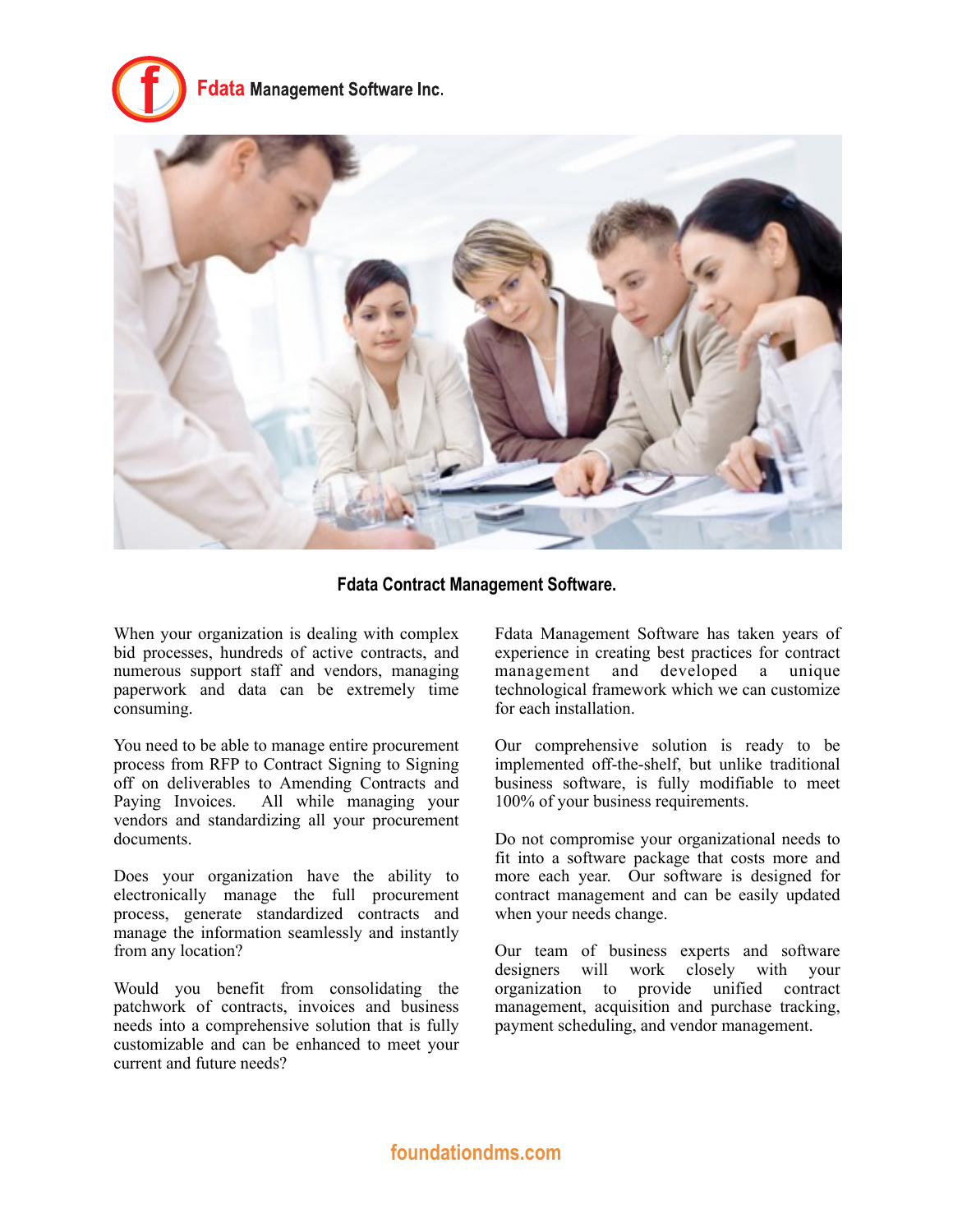**Fdata** Management Software Inc.

## Fdata Contract Management Software.

When your organization is dealing with complex bid processes, hundreds of active contracts, and numerous support staff and vendors, managing paperwork and data can be extremely time consuming.

You need to be able to manage entire procurement process from RFP to Contract Signing to Signing off on deliverables to Amending Contracts and Paying Invoices. All while managing your vendors and standardizing all your procurement documents.

Does your organization have the ability to electronically manage the full procurement process, generate standardized contracts and manage the information seamlessly and instantly from any location?

Would you benefit from consolidating the patchwork of contracts, invoices and business needs into a comprehensive solution that is fully customizable and can be enhanced to meet your current and future needs?

Fdata Management Software has taken years of experience in creating best practices for contract management and developed a unique technological framework which we can customize for each installation.

Our comprehensive solution is ready to be implemented off-the-shelf, but unlike traditional business software, is fully modifiable to meet 100% of your business requirements.

Do not compromise your organizational needs to fit into a software package that costs more and more each year. Our software is designed for contract management and can be easily updated when your needs change.

Our team of business experts and software designers will work closely with your organization to provide unified contract management, acquisition and purchase tracking, payment scheduling, and vendor management.

foundationdms.com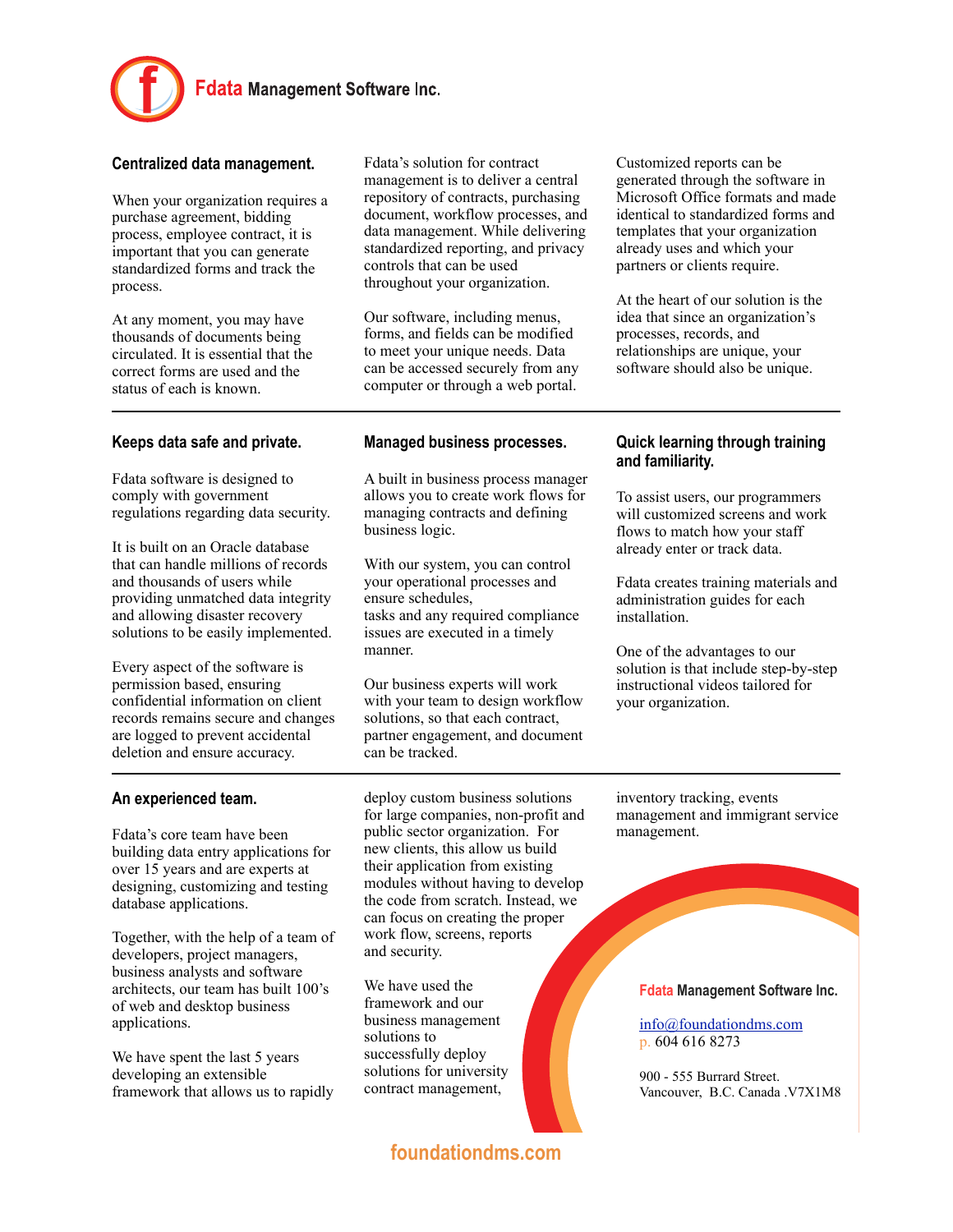Fdata Management Software Inc.

### Centralized data management.

When your organization requires a purchase agreement, bidding process, employee contract, it is important that you can generate standardized forms and track the process.

At any moment, you may have thousands of documents being circulated. It is essential that the correct forms are used and the status of each is known.

Fdata's solution for contract management is to deliver a central repository of contracts, purchasing document, workflow processes, and data management. While delivering standardized reporting, and privacy controls that can be used throughout your organization.

Our software, including menus, forms, and fields can be modified to meet your unique needs. Data can be accessed securely from any computer or through a web portal.

Customized reports can be generated through the software in Microsoft Office formats and made identical to standardized forms and templates that your organization already uses and which your partners or clients require.

At the heart of our solution is the idea that since an organization's processes, records, and relationships are unique, your software should also be unique.

---

### Keeps data safe and private.

Fdata software is designed to comply with government regulations regarding data security.

It is built on an Oracle database that can handle millions of records and thousands of users while providing unmatched data integrity and allowing disaster recovery solutions to be easily implemented.

Every aspect of the software is permission based, ensuring confidential information on client records remains secure and changes are logged to prevent accidental deletion and ensure accuracy.

### Managed business processes.

A built in business process manager allows you to create work flows for managing contracts and defining business logic.

With our system, you can control your operational processes and ensure schedules, tasks and any required compliance issues are executed in a timely manner.

Our business experts will work with your team to design workflow solutions, so that each contract, partner engagement, and document can be tracked.

### Quick learning through training and familiarity.

To assist users, our programmers will customized screens and work flows to match how your staff already enter or track data.

Fdata creates training materials and administration guides for each installation.

One of the advantages to our solution is that include step-by-step instructional videos tailored for your organization.

---

### An experienced team.

Fdata's core team have been building data entry applications for over 15 years and are experts at designing, customizing and testing database applications.

Together, with the help of a team of developers, project managers, business analysts and software architects, our team has built 100's of web and desktop business applications.

We have spent the last 5 years developing an extensible framework that allows us to rapidly deploy custom business solutions for large companies, non-profit and public sector organization. For new clients, this allow us build their application from existing modules without having to develop the code from scratch. Instead, we can focus on creating the proper work flow, screens, reports and security.

We have used the framework and our business management solutions to successfully deploy solutions for university contract management, inventory tracking, events management and immigrant service management.

**Fdata Management Software Inc.**

info@foundationdms.com
p. 604 616 8273

900 - 555 Burrard Street.
Vancouver, B.C. Canada .V7X1M8

foundationdms.com